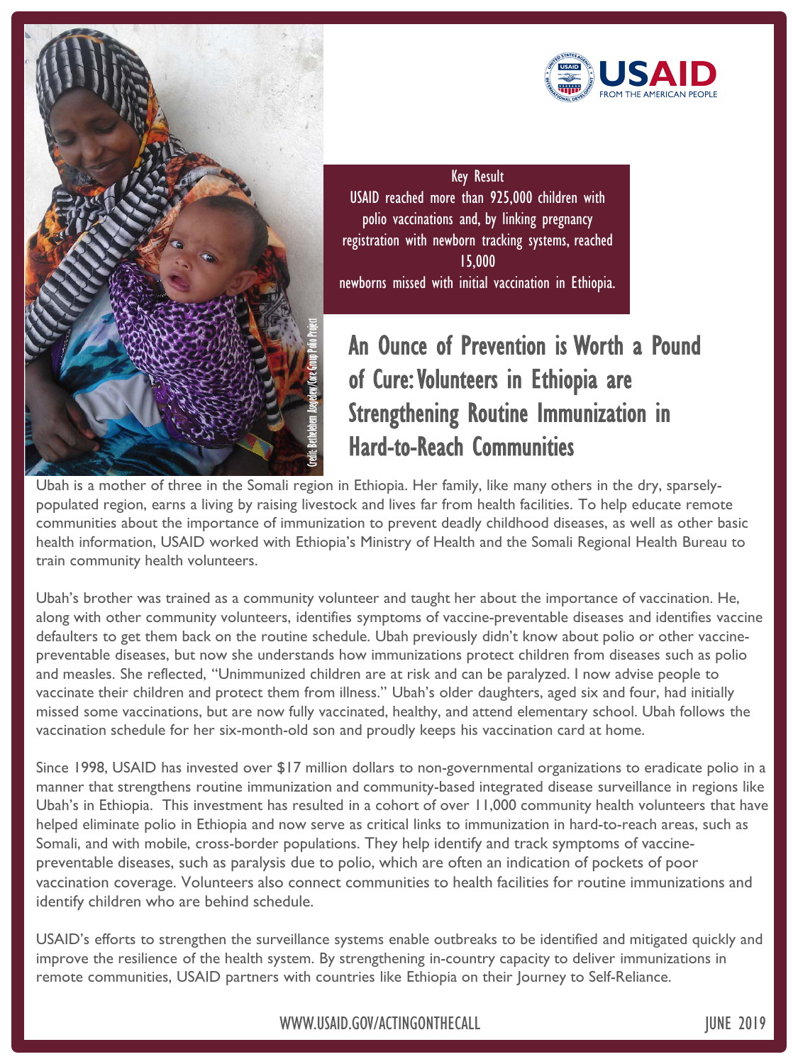USAID FROM THE AMERICAN PEOPLE

Key Result

USAID reached more than 925,000 children with polio vaccinations and, by linking pregnancy registration with newborn tracking systems, reached 15,000 newborns missed with initial vaccination in Ethiopia.

Credit: Bethelehem Assefa/Core Group Polio Project

# An Ounce of Prevention is Worth a Pound of Cure: Volunteers in Ethiopia are Strengthening Routine Immunization in Hard-to-Reach Communities

Ubah is a mother of three in the Somali region in Ethiopia. Her family, like many others in the dry, sparsely-populated region, earns a living by raising livestock and lives far from health facilities. To help educate remote communities about the importance of immunization to prevent deadly childhood diseases, as well as other basic health information, USAID worked with Ethiopia's Ministry of Health and the Somali Regional Health Bureau to train community health volunteers.

Ubah's brother was trained as a community volunteer and taught her about the importance of vaccination. He, along with other community volunteers, identifies symptoms of vaccine-preventable diseases and identifies vaccine defaulters to get them back on the routine schedule. Ubah previously didn't know about polio or other vaccine-preventable diseases, but now she understands how immunizations protect children from diseases such as polio and measles. She reflected, "Unimmunized children are at risk and can be paralyzed. I now advise people to vaccinate their children and protect them from illness." Ubah's older daughters, aged six and four, had initially missed some vaccinations, but are now fully vaccinated, healthy, and attend elementary school. Ubah follows the vaccination schedule for her six-month-old son and proudly keeps his vaccination card at home.

Since 1998, USAID has invested over $17 million dollars to non-governmental organizations to eradicate polio in a manner that strengthens routine immunization and community-based integrated disease surveillance in regions like Ubah's in Ethiopia. This investment has resulted in a cohort of over 11,000 community health volunteers that have helped eliminate polio in Ethiopia and now serve as critical links to immunization in hard-to-reach areas, such as Somali, and with mobile, cross-border populations. They help identify and track symptoms of vaccine-preventable diseases, such as paralysis due to polio, which are often an indication of pockets of poor vaccination coverage. Volunteers also connect communities to health facilities for routine immunizations and identify children who are behind schedule.

USAID's efforts to strengthen the surveillance systems enable outbreaks to be identified and mitigated quickly and improve the resilience of the health system. By strengthening in-country capacity to deliver immunizations in remote communities, USAID partners with countries like Ethiopia on their Journey to Self-Reliance.

WWW.USAID.GOV/ACTINGONTHECALL

JUNE 2019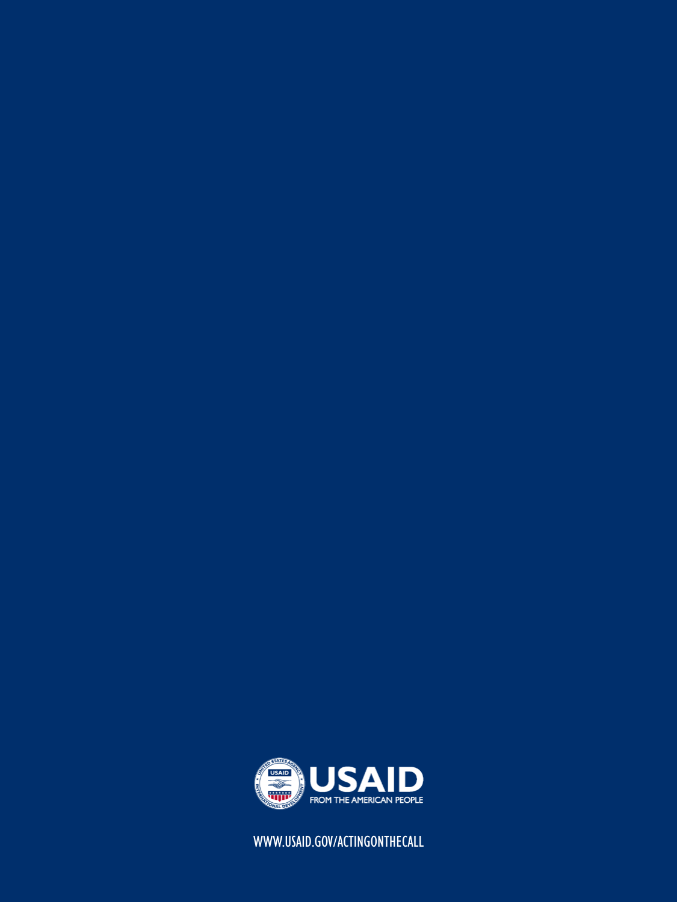USAID

FROM THE AMERICAN PEOPLE

WWW.USAID.GOV/ACTINGONTHECALL